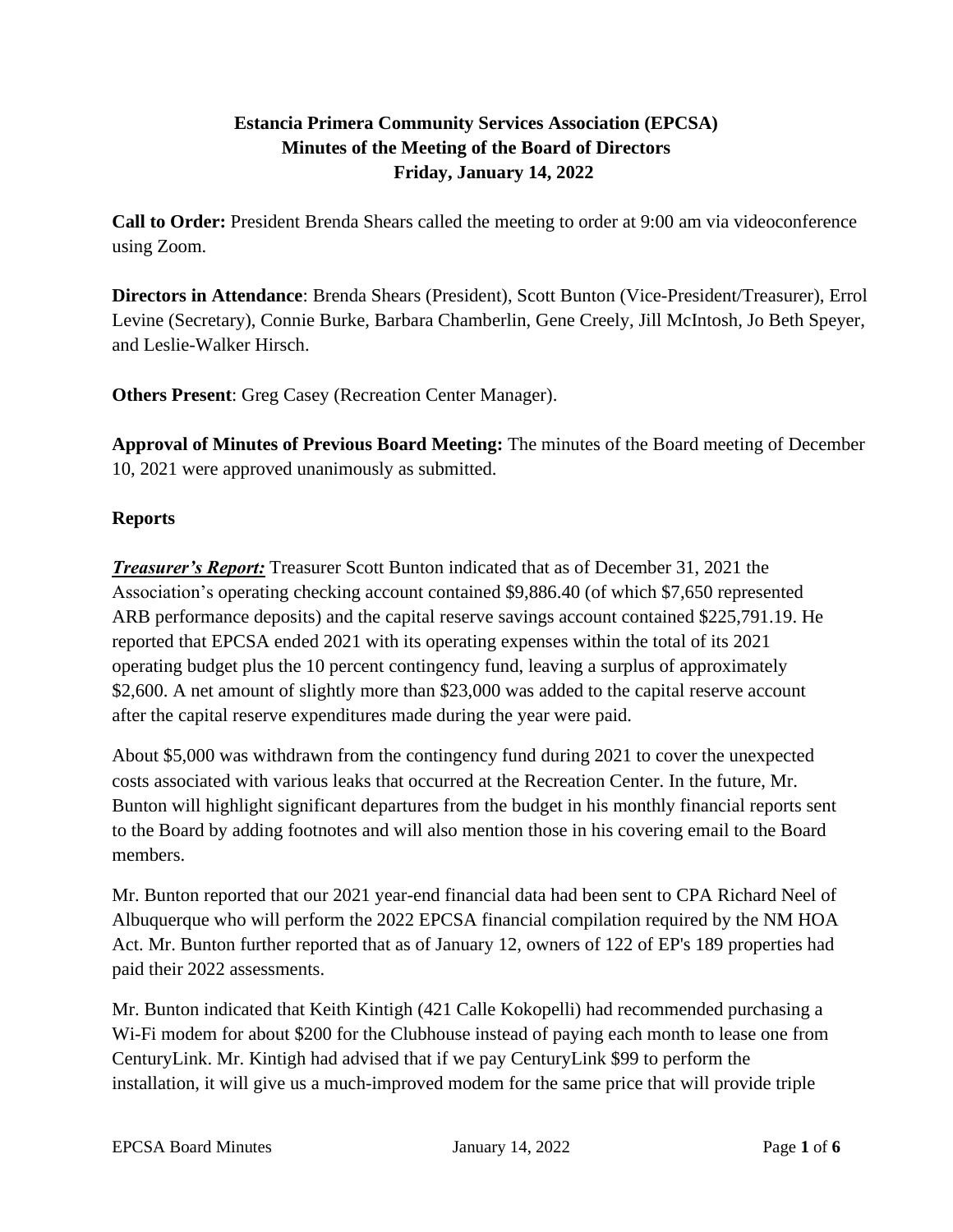**Estancia Primera Community Services Association (EPCSA)**
**Minutes of the Meeting of the Board of Directors**
**Friday, January 14, 2022**

**Call to Order:** President Brenda Shears called the meeting to order at 9:00 am via videoconference using Zoom.

**Directors in Attendance**: Brenda Shears (President), Scott Bunton (Vice-President/Treasurer), Errol Levine (Secretary), Connie Burke, Barbara Chamberlin, Gene Creely, Jill McIntosh, Jo Beth Speyer, and Leslie-Walker Hirsch.

**Others Present**: Greg Casey (Recreation Center Manager).

**Approval of Minutes of Previous Board Meeting:** The minutes of the Board meeting of December 10, 2021 were approved unanimously as submitted.

## Reports

***Treasurer's Report:*** Treasurer Scott Bunton indicated that as of December 31, 2021 the Association's operating checking account contained $9,886.40 (of which $7,650 represented ARB performance deposits) and the capital reserve savings account contained $225,791.19. He reported that EPCSA ended 2021 with its operating expenses within the total of its 2021 operating budget plus the 10 percent contingency fund, leaving a surplus of approximately $2,600. A net amount of slightly more than $23,000 was added to the capital reserve account after the capital reserve expenditures made during the year were paid.

About $5,000 was withdrawn from the contingency fund during 2021 to cover the unexpected costs associated with various leaks that occurred at the Recreation Center. In the future, Mr. Bunton will highlight significant departures from the budget in his monthly financial reports sent to the Board by adding footnotes and will also mention those in his covering email to the Board members.

Mr. Bunton reported that our 2021 year-end financial data had been sent to CPA Richard Neel of Albuquerque who will perform the 2022 EPCSA financial compilation required by the NM HOA Act. Mr. Bunton further reported that as of January 12, owners of 122 of EP's 189 properties had paid their 2022 assessments.

Mr. Bunton indicated that Keith Kintigh (421 Calle Kokopelli) had recommended purchasing a Wi-Fi modem for about $200 for the Clubhouse instead of paying each month to lease one from CenturyLink. Mr. Kintigh had advised that if we pay CenturyLink $99 to perform the installation, it will give us a much-improved modem for the same price that will provide triple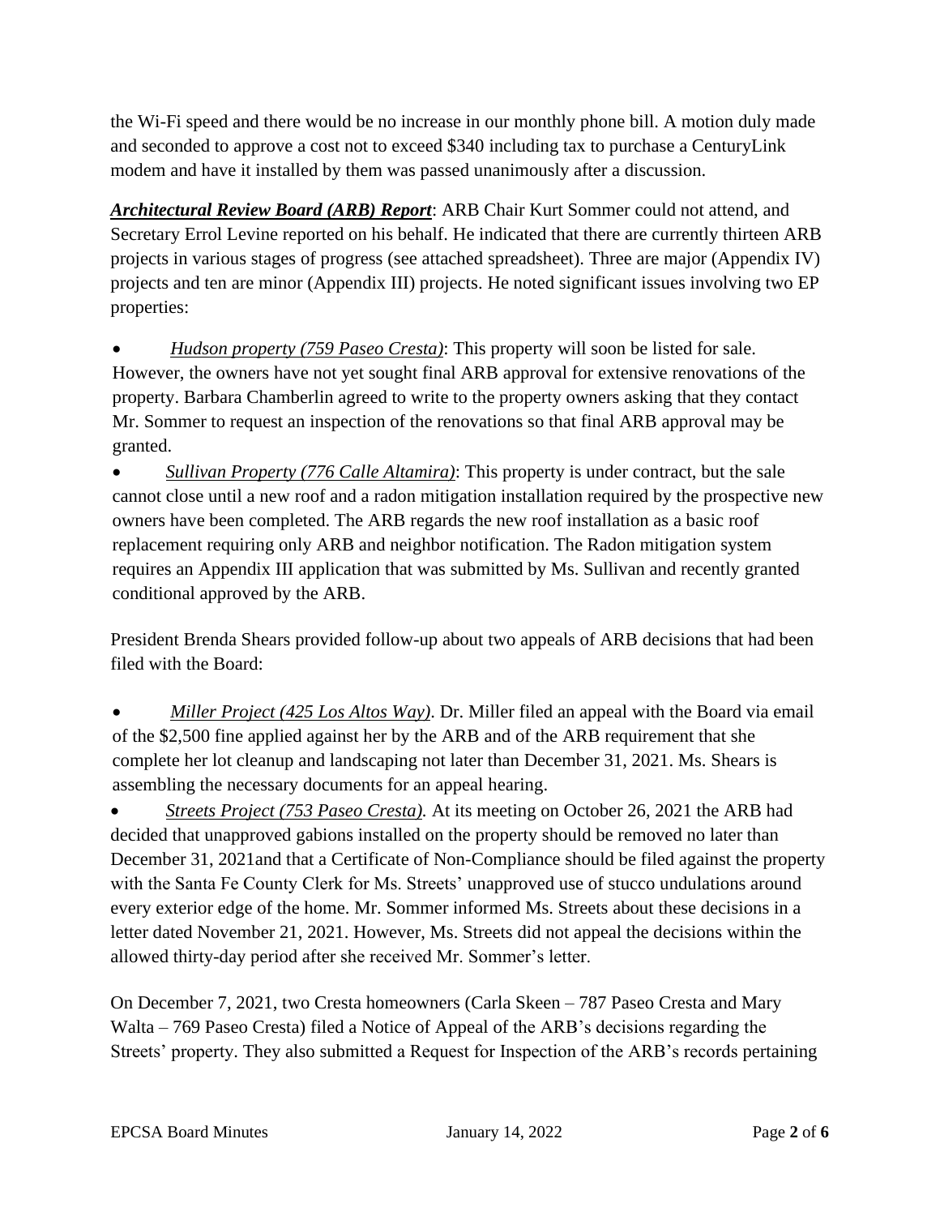the Wi-Fi speed and there would be no increase in our monthly phone bill. A motion duly made and seconded to approve a cost not to exceed $340 including tax to purchase a CenturyLink modem and have it installed by them was passed unanimously after a discussion.

***Architectural Review Board (ARB) Report***: ARB Chair Kurt Sommer could not attend, and Secretary Errol Levine reported on his behalf. He indicated that there are currently thirteen ARB projects in various stages of progress (see attached spreadsheet). Three are major (Appendix IV) projects and ten are minor (Appendix III) projects. He noted significant issues involving two EP properties:

- *Hudson property (759 Paseo Cresta)*: This property will soon be listed for sale. However, the owners have not yet sought final ARB approval for extensive renovations of the property. Barbara Chamberlin agreed to write to the property owners asking that they contact Mr. Sommer to request an inspection of the renovations so that final ARB approval may be granted.
- *Sullivan Property (776 Calle Altamira)*: This property is under contract, but the sale cannot close until a new roof and a radon mitigation installation required by the prospective new owners have been completed. The ARB regards the new roof installation as a basic roof replacement requiring only ARB and neighbor notification. The Radon mitigation system requires an Appendix III application that was submitted by Ms. Sullivan and recently granted conditional approved by the ARB.

President Brenda Shears provided follow-up about two appeals of ARB decisions that had been filed with the Board:

- *Miller Project (425 Los Altos Way)*. Dr. Miller filed an appeal with the Board via email of the $2,500 fine applied against her by the ARB and of the ARB requirement that she complete her lot cleanup and landscaping not later than December 31, 2021. Ms. Shears is assembling the necessary documents for an appeal hearing.
- *Streets Project (753 Paseo Cresta).* At its meeting on October 26, 2021 the ARB had decided that unapproved gabions installed on the property should be removed no later than December 31, 2021and that a Certificate of Non-Compliance should be filed against the property with the Santa Fe County Clerk for Ms. Streets' unapproved use of stucco undulations around every exterior edge of the home. Mr. Sommer informed Ms. Streets about these decisions in a letter dated November 21, 2021. However, Ms. Streets did not appeal the decisions within the allowed thirty-day period after she received Mr. Sommer's letter.

On December 7, 2021, two Cresta homeowners (Carla Skeen – 787 Paseo Cresta and Mary Walta – 769 Paseo Cresta) filed a Notice of Appeal of the ARB's decisions regarding the Streets' property. They also submitted a Request for Inspection of the ARB's records pertaining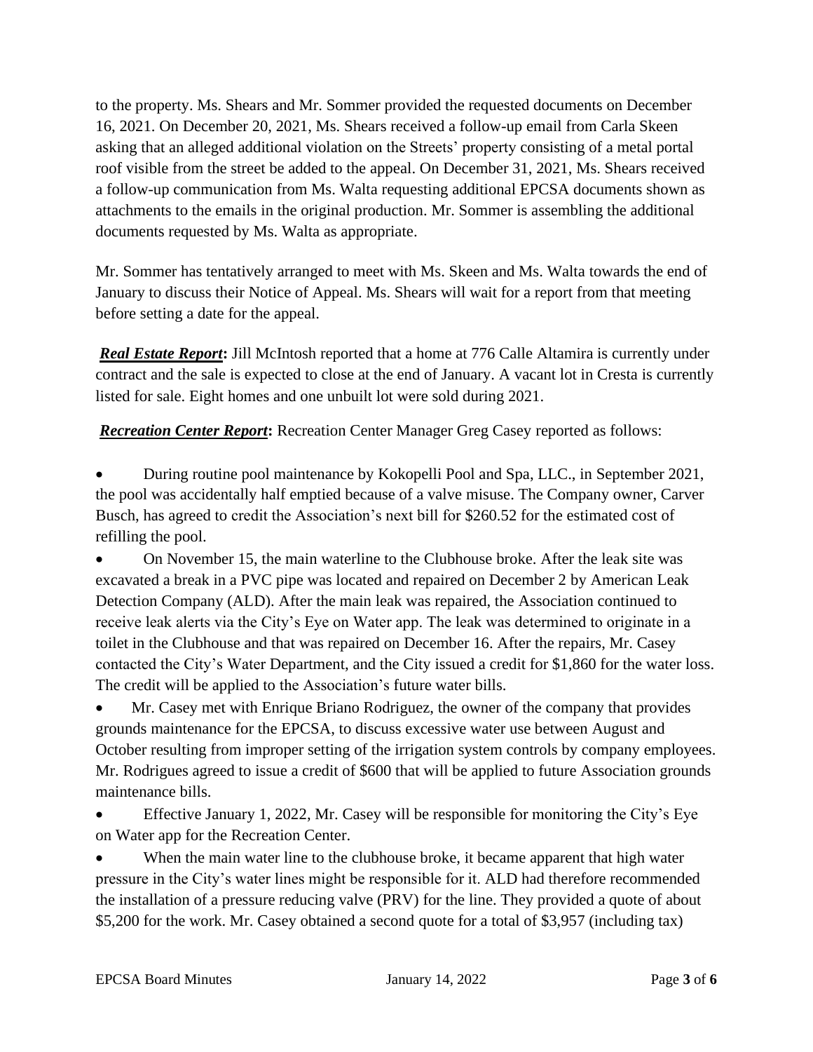to the property. Ms. Shears and Mr. Sommer provided the requested documents on December 16, 2021. On December 20, 2021, Ms. Shears received a follow-up email from Carla Skeen asking that an alleged additional violation on the Streets' property consisting of a metal portal roof visible from the street be added to the appeal. On December 31, 2021, Ms. Shears received a follow-up communication from Ms. Walta requesting additional EPCSA documents shown as attachments to the emails in the original production. Mr. Sommer is assembling the additional documents requested by Ms. Walta as appropriate.

Mr. Sommer has tentatively arranged to meet with Ms. Skeen and Ms. Walta towards the end of January to discuss their Notice of Appeal. Ms. Shears will wait for a report from that meeting before setting a date for the appeal.

***Real Estate Report*:** Jill McIntosh reported that a home at 776 Calle Altamira is currently under contract and the sale is expected to close at the end of January. A vacant lot in Cresta is currently listed for sale. Eight homes and one unbuilt lot were sold during 2021.

***Recreation Center Report*:** Recreation Center Manager Greg Casey reported as follows:

- During routine pool maintenance by Kokopelli Pool and Spa, LLC., in September 2021, the pool was accidentally half emptied because of a valve misuse. The Company owner, Carver Busch, has agreed to credit the Association's next bill for $260.52 for the estimated cost of refilling the pool.
- On November 15, the main waterline to the Clubhouse broke. After the leak site was excavated a break in a PVC pipe was located and repaired on December 2 by American Leak Detection Company (ALD). After the main leak was repaired, the Association continued to receive leak alerts via the City's Eye on Water app. The leak was determined to originate in a toilet in the Clubhouse and that was repaired on December 16. After the repairs, Mr. Casey contacted the City's Water Department, and the City issued a credit for $1,860 for the water loss. The credit will be applied to the Association's future water bills.
- Mr. Casey met with Enrique Briano Rodriguez, the owner of the company that provides grounds maintenance for the EPCSA, to discuss excessive water use between August and October resulting from improper setting of the irrigation system controls by company employees. Mr. Rodrigues agreed to issue a credit of $600 that will be applied to future Association grounds maintenance bills.
- Effective January 1, 2022, Mr. Casey will be responsible for monitoring the City's Eye on Water app for the Recreation Center.
- When the main water line to the clubhouse broke, it became apparent that high water pressure in the City's water lines might be responsible for it. ALD had therefore recommended the installation of a pressure reducing valve (PRV) for the line. They provided a quote of about $5,200 for the work. Mr. Casey obtained a second quote for a total of $3,957 (including tax)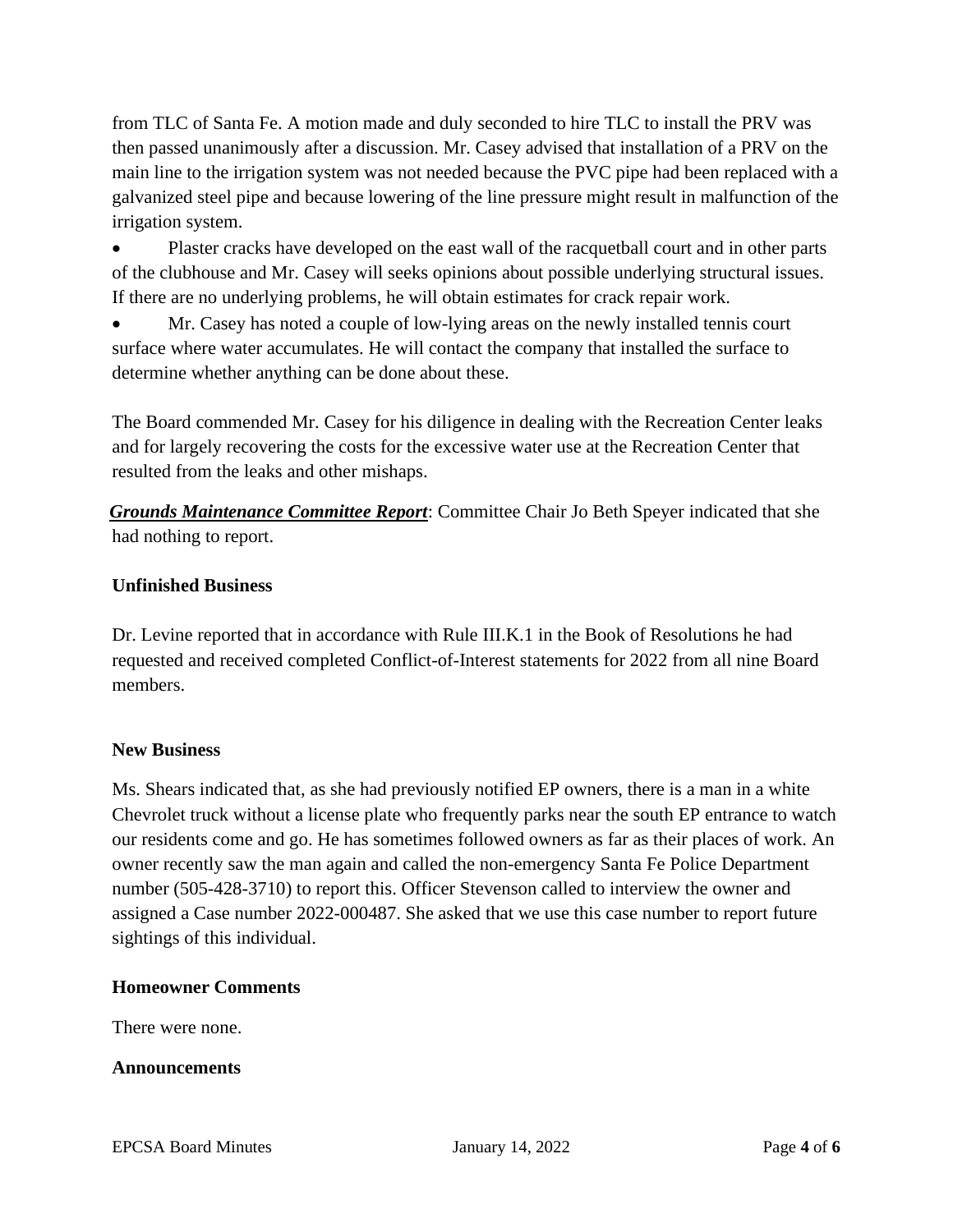from TLC of Santa Fe. A motion made and duly seconded to hire TLC to install the PRV was then passed unanimously after a discussion. Mr. Casey advised that installation of a PRV on the main line to the irrigation system was not needed because the PVC pipe had been replaced with a galvanized steel pipe and because lowering of the line pressure might result in malfunction of the irrigation system.

- Plaster cracks have developed on the east wall of the racquetball court and in other parts of the clubhouse and Mr. Casey will seeks opinions about possible underlying structural issues. If there are no underlying problems, he will obtain estimates for crack repair work.
- Mr. Casey has noted a couple of low-lying areas on the newly installed tennis court surface where water accumulates. He will contact the company that installed the surface to determine whether anything can be done about these.

The Board commended Mr. Casey for his diligence in dealing with the Recreation Center leaks and for largely recovering the costs for the excessive water use at the Recreation Center that resulted from the leaks and other mishaps.

***Grounds Maintenance Committee Report***: Committee Chair Jo Beth Speyer indicated that she had nothing to report.

**Unfinished Business**

Dr. Levine reported that in accordance with Rule III.K.1 in the Book of Resolutions he had requested and received completed Conflict-of-Interest statements for 2022 from all nine Board members.

**New Business**

Ms. Shears indicated that, as she had previously notified EP owners, there is a man in a white Chevrolet truck without a license plate who frequently parks near the south EP entrance to watch our residents come and go. He has sometimes followed owners as far as their places of work. An owner recently saw the man again and called the non-emergency Santa Fe Police Department number (505-428-3710) to report this. Officer Stevenson called to interview the owner and assigned a Case number 2022-000487. She asked that we use this case number to report future sightings of this individual.

**Homeowner Comments**

There were none.

**Announcements**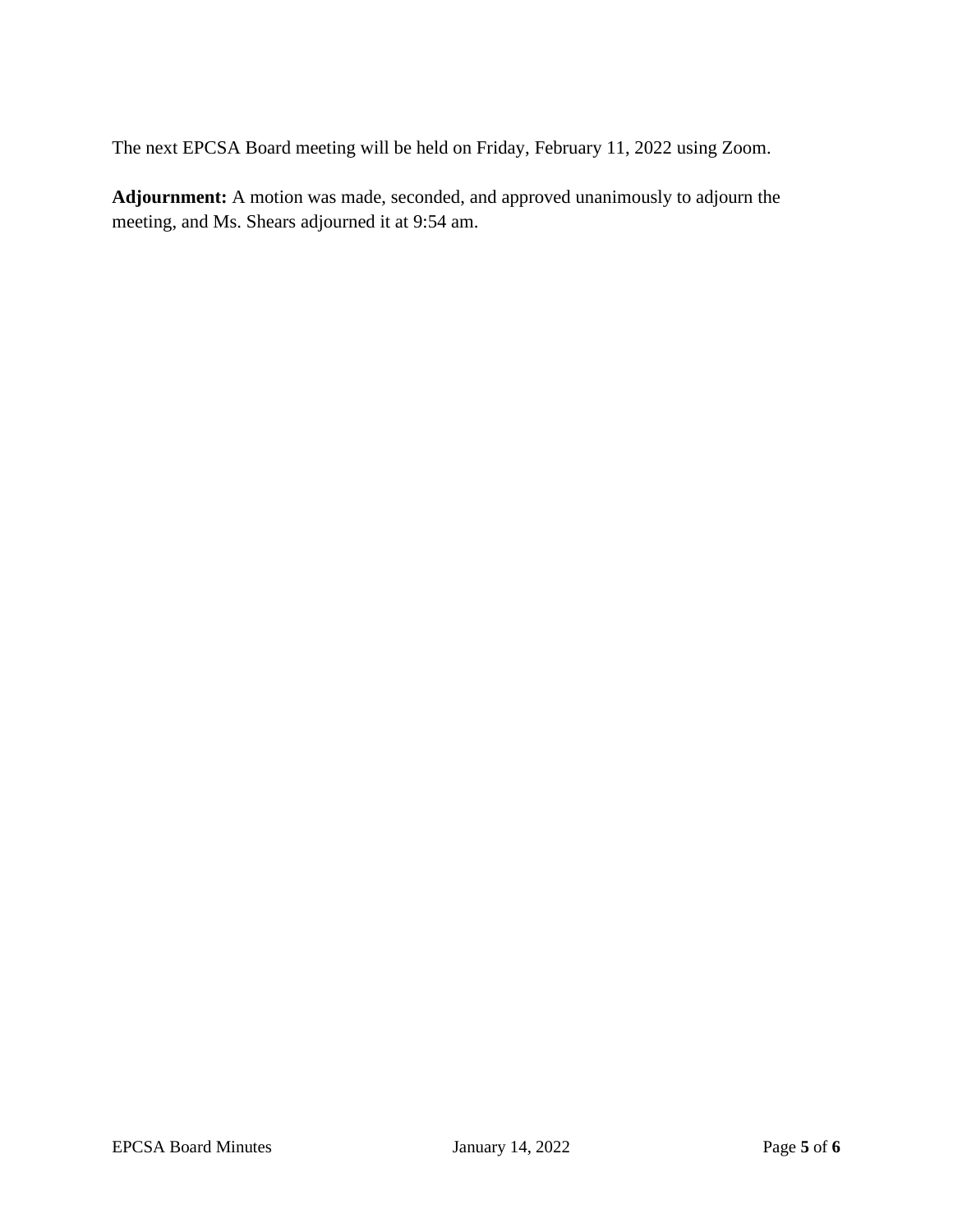The next EPCSA Board meeting will be held on Friday, February 11, 2022 using Zoom.

**Adjournment:** A motion was made, seconded, and approved unanimously to adjourn the meeting, and Ms. Shears adjourned it at 9:54 am.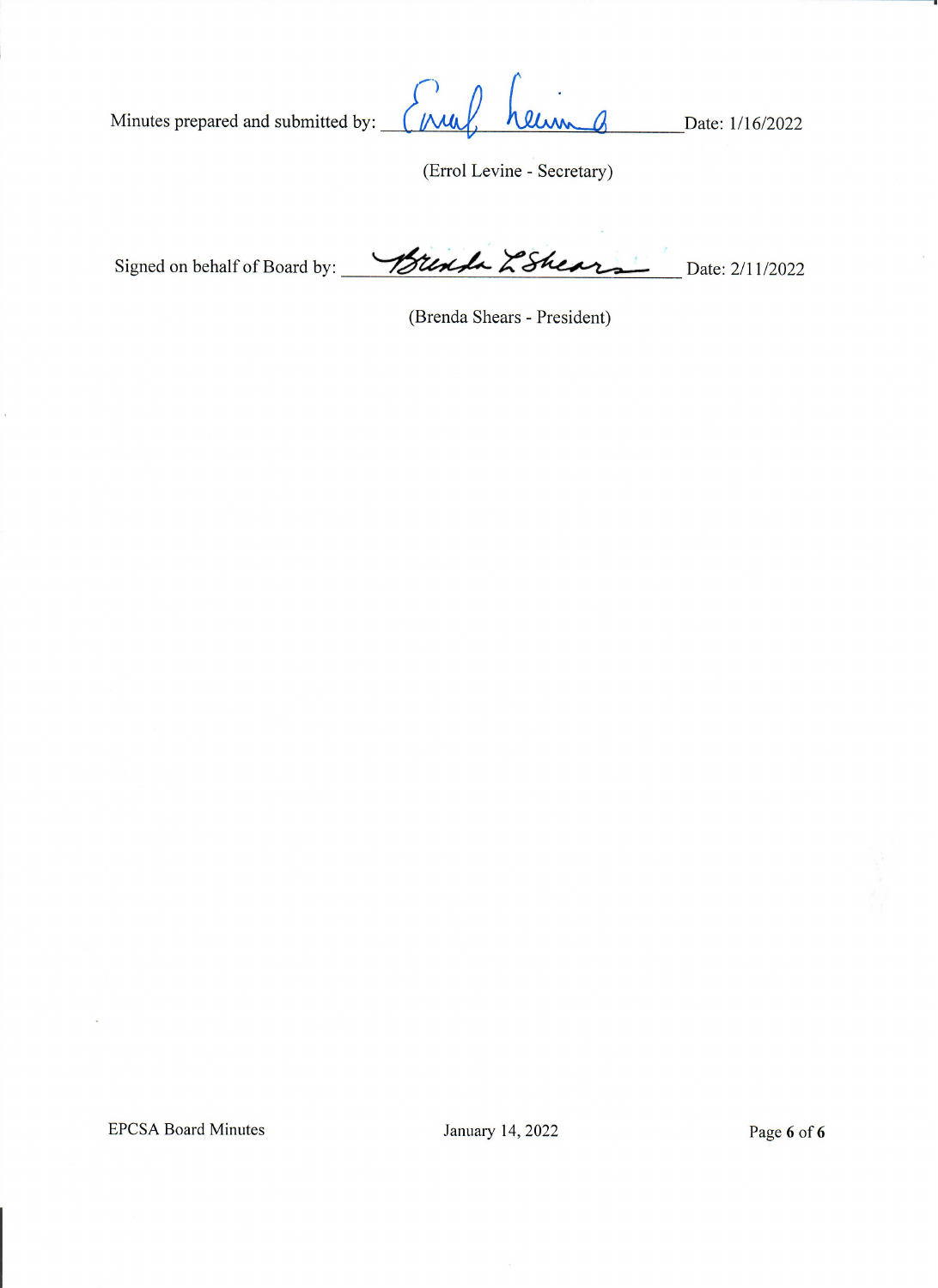Minutes prepared and submitted by: Errol Levine Date: 1/16/2022

(Errol Levine - Secretary)

Signed on behalf of Board by: Brenda L Shears Date: 2/11/2022

(Brenda Shears - President)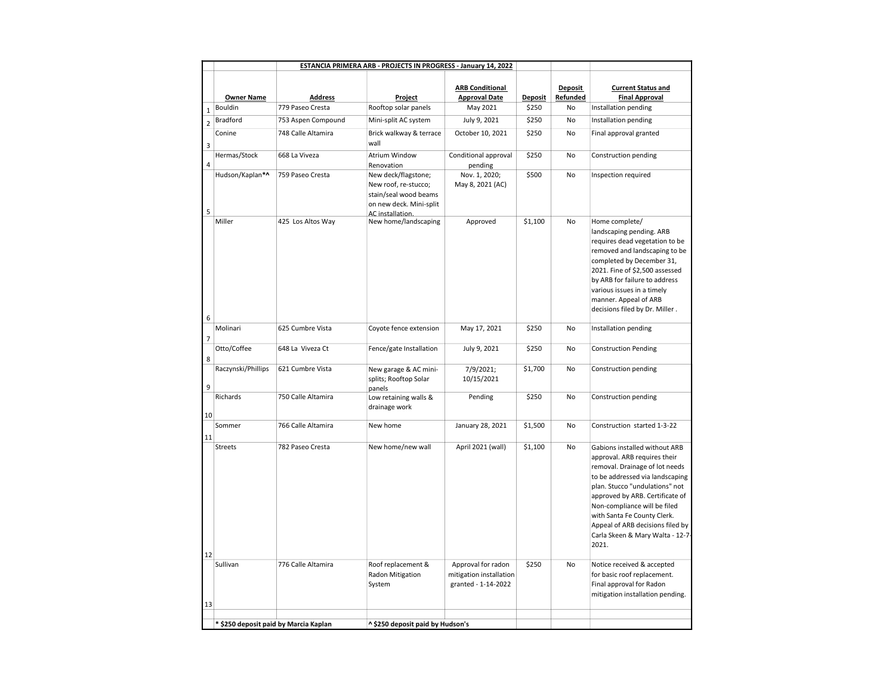**ESTANCIA PRIMERA ARB - PROJECTS IN PROGRESS - January 14, 2022**

| | Owner Name | Address | Project | ARB Conditional Approval Date | Deposit | Deposit Refunded | Current Status and Final Approval |
|---|---|---|---|---|---|---|---|
| 1 | Bouldin | 779 Paseo Cresta | Rooftop solar panels | May 2021 | $250 | No | Installation pending |
| 2 | Bradford | 753 Aspen Compound | Mini-split AC system | July 9, 2021 | $250 | No | Installation pending |
| 3 | Conine | 748 Calle Altamira | Brick walkway & terrace wall | October 10, 2021 | $250 | No | Final approval granted |
| 4 | Hermas/Stock | 668 La Viveza | Atrium Window Renovation | Conditional approval pending | $250 | No | Construction pending |
| 5 | Hudson/Kaplan*^ | 759 Paseo Cresta | New deck/flagstone; New roof, re-stucco; stain/seal wood beams on new deck. Mini-split AC installation. | Nov. 1, 2020; May 8, 2021 (AC) | $500 | No | Inspection required |
| 6 | Miller | 425 Los Altos Way | New home/landscaping | Approved | $1,100 | No | Home complete/ landscaping pending. ARB requires dead vegetation to be removed and landscaping to be completed by December 31, 2021. Fine of $2,500 assessed by ARB for failure to address various issues in a timely manner. Appeal of ARB decisions filed by Dr. Miller . |
| 7 | Molinari | 625 Cumbre Vista | Coyote fence extension | May 17, 2021 | $250 | No | Installation pending |
| 8 | Otto/Coffee | 648 La Viveza Ct | Fence/gate Installation | July 9, 2021 | $250 | No | Construction Pending |
| 9 | Raczynski/Phillips | 621 Cumbre Vista | New garage & AC mini-splits; Rooftop Solar panels | 7/9/2021; 10/15/2021 | $1,700 | No | Construction pending |
| 10 | Richards | 750 Calle Altamira | Low retaining walls & drainage work | Pending | $250 | No | Construction pending |
| 11 | Sommer | 766 Calle Altamira | New home | January 28, 2021 | $1,500 | No | Construction started 1-3-22 |
| 12 | Streets | 782 Paseo Cresta | New home/new wall | April 2021 (wall) | $1,100 | No | Gabions installed without ARB approval. ARB requires their removal. Drainage of lot needs to be addressed via landscaping plan. Stucco "undulations" not approved by ARB. Certificate of Non-compliance will be filed with Santa Fe County Clerk. Appeal of ARB decisions filed by Carla Skeen & Mary Walta - 12-7-2021. |
| 13 | Sullivan | 776 Calle Altamira | Roof replacement & Radon Mitigation System | Approval for radon mitigation installation granted - 1-14-2022 | $250 | No | Notice received & accepted for basic roof replacement. Final approval for Radon mitigation installation pending. |

**\* $250 deposit paid by Marcia Kaplan** **^ $250 deposit paid by Hudson's**